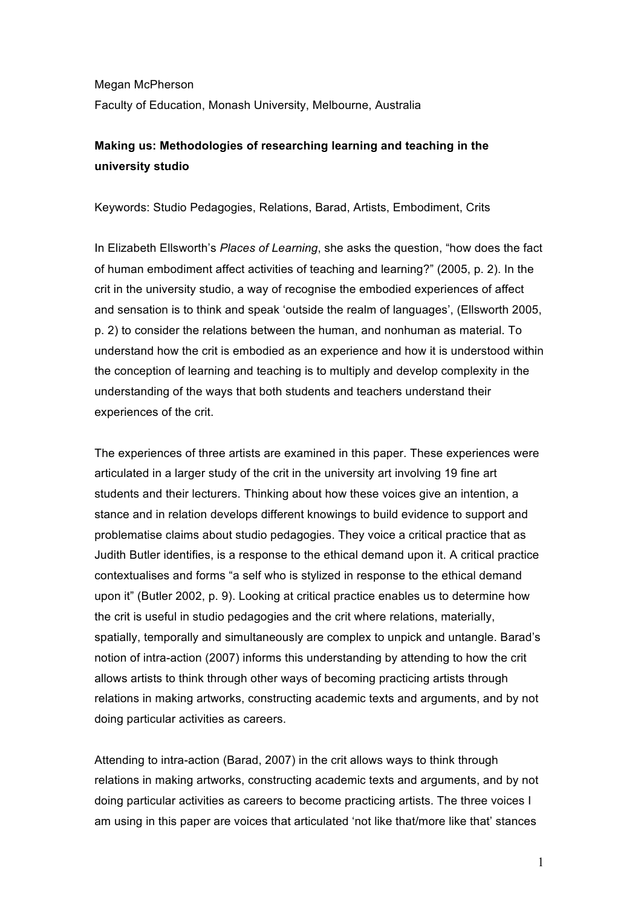Megan McPherson

Faculty of Education, Monash University, Melbourne, Australia

**Making us: Methodologies of researching learning and teaching in the university studio**

Keywords: Studio Pedagogies, Relations, Barad, Artists, Embodiment, Crits

In Elizabeth Ellsworth's *Places of Learning*, she asks the question, "how does the fact of human embodiment affect activities of teaching and learning?" (2005, p. 2). In the crit in the university studio, a way of recognise the embodied experiences of affect and sensation is to think and speak 'outside the realm of languages', (Ellsworth 2005, p. 2) to consider the relations between the human, and nonhuman as material. To understand how the crit is embodied as an experience and how it is understood within the conception of learning and teaching is to multiply and develop complexity in the understanding of the ways that both students and teachers understand their experiences of the crit.

The experiences of three artists are examined in this paper. These experiences were articulated in a larger study of the crit in the university art involving 19 fine art students and their lecturers. Thinking about how these voices give an intention, a stance and in relation develops different knowings to build evidence to support and problematise claims about studio pedagogies. They voice a critical practice that as Judith Butler identifies, is a response to the ethical demand upon it. A critical practice contextualises and forms "a self who is stylized in response to the ethical demand upon it" (Butler 2002, p. 9). Looking at critical practice enables us to determine how the crit is useful in studio pedagogies and the crit where relations, materially, spatially, temporally and simultaneously are complex to unpick and untangle. Barad's notion of intra-action (2007) informs this understanding by attending to how the crit allows artists to think through other ways of becoming practicing artists through relations in making artworks, constructing academic texts and arguments, and by not doing particular activities as careers.

Attending to intra-action (Barad, 2007) in the crit allows ways to think through relations in making artworks, constructing academic texts and arguments, and by not doing particular activities as careers to become practicing artists. The three voices I am using in this paper are voices that articulated 'not like that/more like that' stances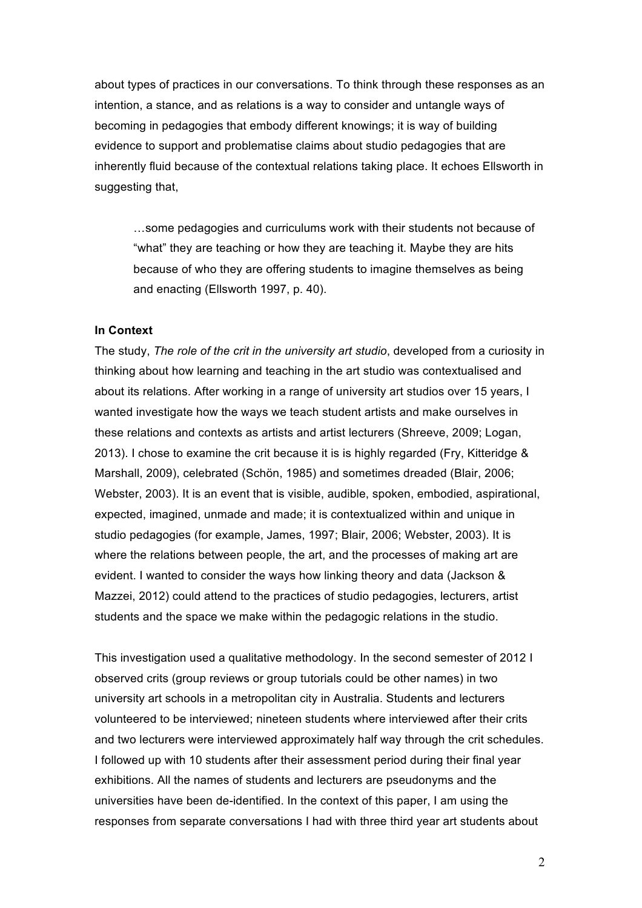about types of practices in our conversations. To think through these responses as an intention, a stance, and as relations is a way to consider and untangle ways of becoming in pedagogies that embody different knowings; it is way of building evidence to support and problematise claims about studio pedagogies that are inherently fluid because of the contextual relations taking place. It echoes Ellsworth in suggesting that,

> …some pedagogies and curriculums work with their students not because of "what" they are teaching or how they are teaching it. Maybe they are hits because of who they are offering students to imagine themselves as being and enacting (Ellsworth 1997, p. 40).

**In Context**

The study, *The role of the crit in the university art studio*, developed from a curiosity in thinking about how learning and teaching in the art studio was contextualised and about its relations. After working in a range of university art studios over 15 years, I wanted investigate how the ways we teach student artists and make ourselves in these relations and contexts as artists and artist lecturers (Shreeve, 2009; Logan, 2013). I chose to examine the crit because it is is highly regarded (Fry, Kitteridge & Marshall, 2009), celebrated (Schön, 1985) and sometimes dreaded (Blair, 2006; Webster, 2003). It is an event that is visible, audible, spoken, embodied, aspirational, expected, imagined, unmade and made; it is contextualized within and unique in studio pedagogies (for example, James, 1997; Blair, 2006; Webster, 2003). It is where the relations between people, the art, and the processes of making art are evident. I wanted to consider the ways how linking theory and data (Jackson & Mazzei, 2012) could attend to the practices of studio pedagogies, lecturers, artist students and the space we make within the pedagogic relations in the studio.

This investigation used a qualitative methodology. In the second semester of 2012 I observed crits (group reviews or group tutorials could be other names) in two university art schools in a metropolitan city in Australia. Students and lecturers volunteered to be interviewed; nineteen students where interviewed after their crits and two lecturers were interviewed approximately half way through the crit schedules. I followed up with 10 students after their assessment period during their final year exhibitions. All the names of students and lecturers are pseudonyms and the universities have been de-identified. In the context of this paper, I am using the responses from separate conversations I had with three third year art students about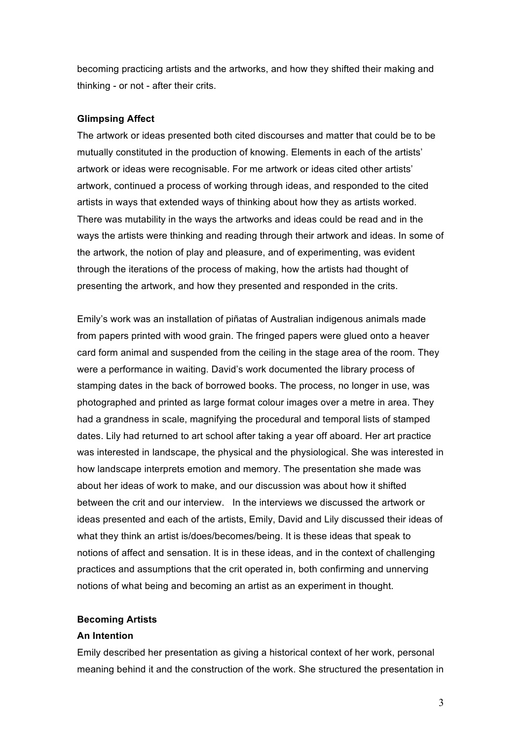becoming practicing artists and the artworks, and how they shifted their making and thinking - or not - after their crits.

**Glimpsing Affect**

The artwork or ideas presented both cited discourses and matter that could be to be mutually constituted in the production of knowing. Elements in each of the artists' artwork or ideas were recognisable. For me artwork or ideas cited other artists' artwork, continued a process of working through ideas, and responded to the cited artists in ways that extended ways of thinking about how they as artists worked. There was mutability in the ways the artworks and ideas could be read and in the ways the artists were thinking and reading through their artwork and ideas. In some of the artwork, the notion of play and pleasure, and of experimenting, was evident through the iterations of the process of making, how the artists had thought of presenting the artwork, and how they presented and responded in the crits.

Emily's work was an installation of piñatas of Australian indigenous animals made from papers printed with wood grain. The fringed papers were glued onto a heaver card form animal and suspended from the ceiling in the stage area of the room. They were a performance in waiting. David's work documented the library process of stamping dates in the back of borrowed books. The process, no longer in use, was photographed and printed as large format colour images over a metre in area. They had a grandness in scale, magnifying the procedural and temporal lists of stamped dates. Lily had returned to art school after taking a year off aboard. Her art practice was interested in landscape, the physical and the physiological. She was interested in how landscape interprets emotion and memory. The presentation she made was about her ideas of work to make, and our discussion was about how it shifted between the crit and our interview. In the interviews we discussed the artwork or ideas presented and each of the artists, Emily, David and Lily discussed their ideas of what they think an artist is/does/becomes/being. It is these ideas that speak to notions of affect and sensation. It is in these ideas, and in the context of challenging practices and assumptions that the crit operated in, both confirming and unnerving notions of what being and becoming an artist as an experiment in thought.

**Becoming Artists**

**An Intention**

Emily described her presentation as giving a historical context of her work, personal meaning behind it and the construction of the work. She structured the presentation in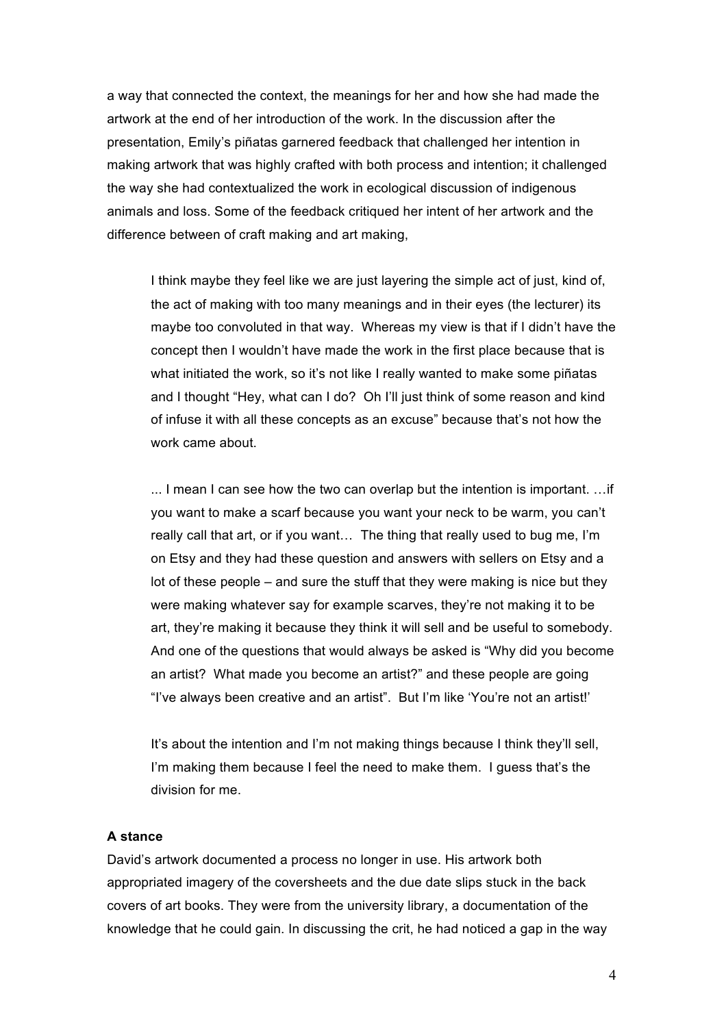a way that connected the context, the meanings for her and how she had made the artwork at the end of her introduction of the work. In the discussion after the presentation, Emily's piñatas garnered feedback that challenged her intention in making artwork that was highly crafted with both process and intention; it challenged the way she had contextualized the work in ecological discussion of indigenous animals and loss. Some of the feedback critiqued her intent of her artwork and the difference between of craft making and art making,

> I think maybe they feel like we are just layering the simple act of just, kind of, the act of making with too many meanings and in their eyes (the lecturer) its maybe too convoluted in that way. Whereas my view is that if I didn't have the concept then I wouldn't have made the work in the first place because that is what initiated the work, so it's not like I really wanted to make some piñatas and I thought "Hey, what can I do? Oh I'll just think of some reason and kind of infuse it with all these concepts as an excuse" because that's not how the work came about.
>
> ... I mean I can see how the two can overlap but the intention is important. …if you want to make a scarf because you want your neck to be warm, you can't really call that art, or if you want… The thing that really used to bug me, I'm on Etsy and they had these question and answers with sellers on Etsy and a lot of these people – and sure the stuff that they were making is nice but they were making whatever say for example scarves, they're not making it to be art, they're making it because they think it will sell and be useful to somebody. And one of the questions that would always be asked is "Why did you become an artist? What made you become an artist?" and these people are going "I've always been creative and an artist". But I'm like 'You're not an artist!'
>
> It's about the intention and I'm not making things because I think they'll sell, I'm making them because I feel the need to make them. I guess that's the division for me.

**A stance**

David's artwork documented a process no longer in use. His artwork both appropriated imagery of the coversheets and the due date slips stuck in the back covers of art books. They were from the university library, a documentation of the knowledge that he could gain. In discussing the crit, he had noticed a gap in the way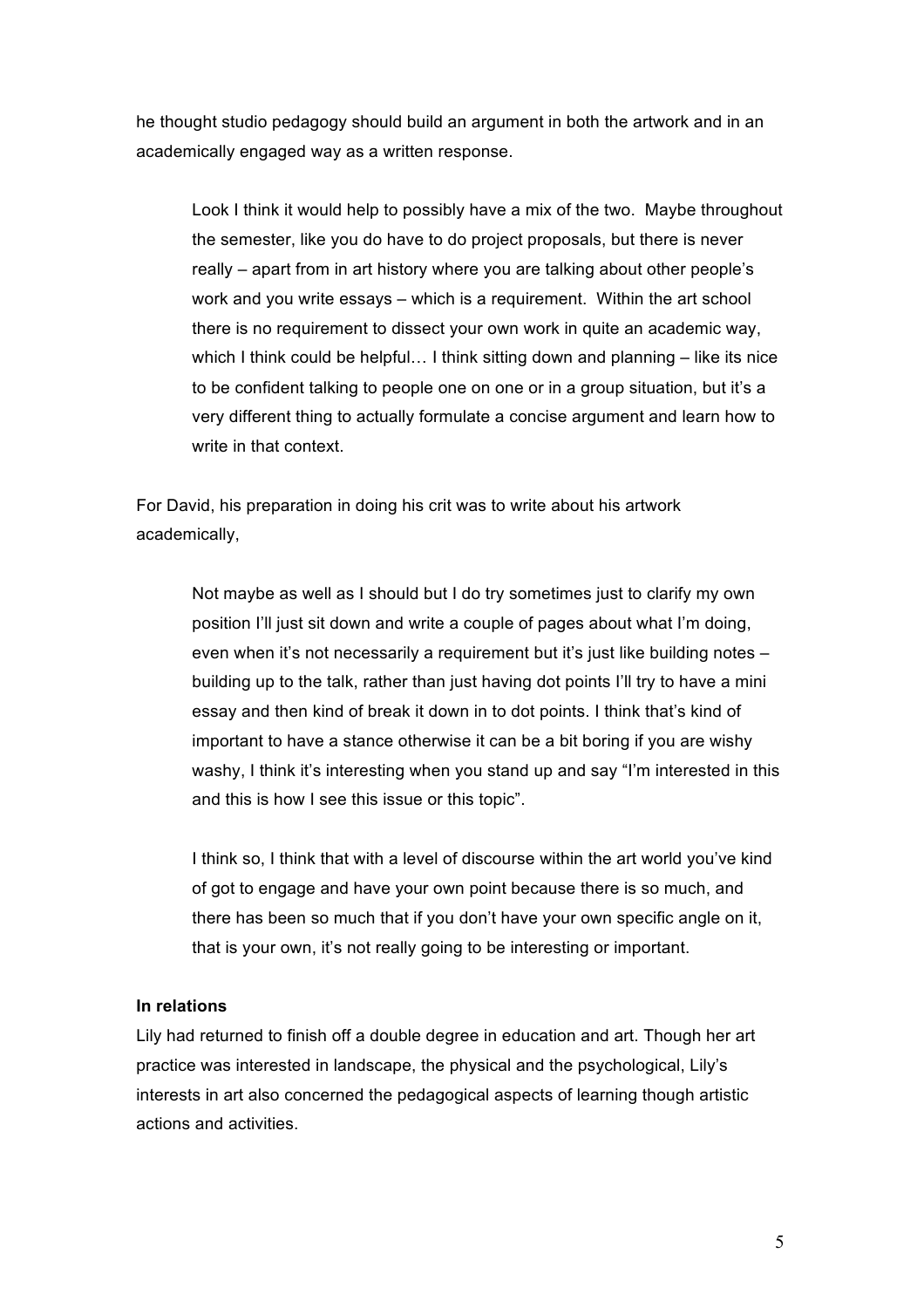he thought studio pedagogy should build an argument in both the artwork and in an academically engaged way as a written response.

> Look I think it would help to possibly have a mix of the two. Maybe throughout the semester, like you do have to do project proposals, but there is never really – apart from in art history where you are talking about other people's work and you write essays – which is a requirement. Within the art school there is no requirement to dissect your own work in quite an academic way, which I think could be helpful… I think sitting down and planning – like its nice to be confident talking to people one on one or in a group situation, but it's a very different thing to actually formulate a concise argument and learn how to write in that context.

For David, his preparation in doing his crit was to write about his artwork academically,

> Not maybe as well as I should but I do try sometimes just to clarify my own position I'll just sit down and write a couple of pages about what I'm doing, even when it's not necessarily a requirement but it's just like building notes – building up to the talk, rather than just having dot points I'll try to have a mini essay and then kind of break it down in to dot points. I think that's kind of important to have a stance otherwise it can be a bit boring if you are wishy washy, I think it's interesting when you stand up and say "I'm interested in this and this is how I see this issue or this topic".
>
> I think so, I think that with a level of discourse within the art world you've kind of got to engage and have your own point because there is so much, and there has been so much that if you don't have your own specific angle on it, that is your own, it's not really going to be interesting or important.

**In relations**

Lily had returned to finish off a double degree in education and art. Though her art practice was interested in landscape, the physical and the psychological, Lily's interests in art also concerned the pedagogical aspects of learning though artistic actions and activities.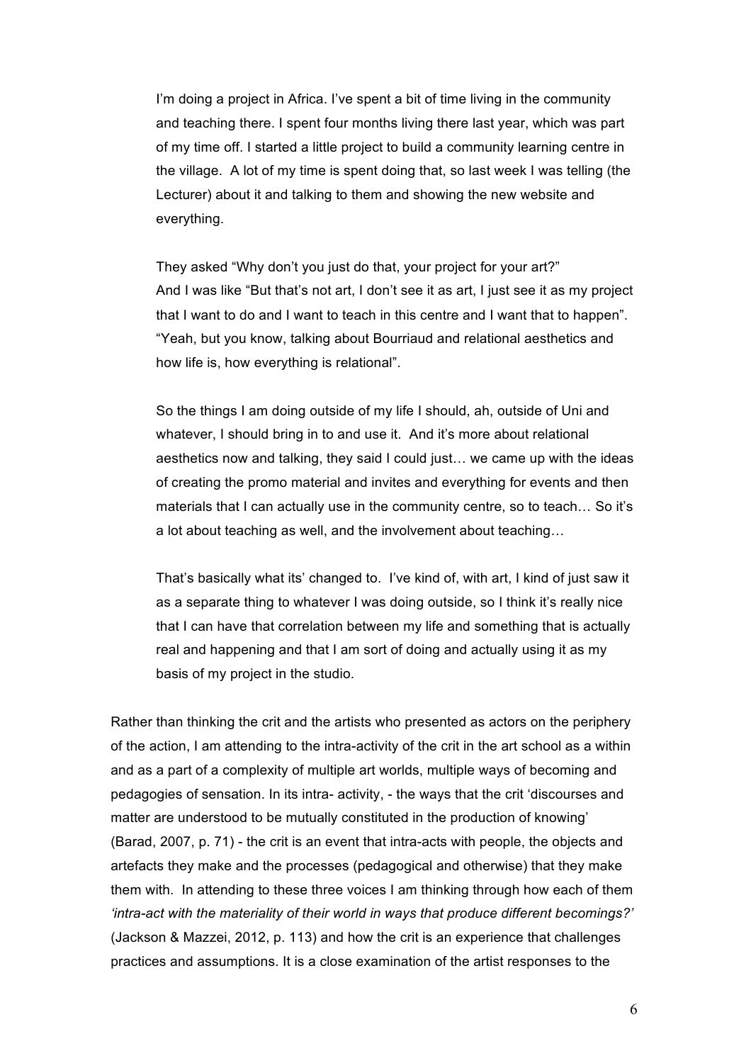> I'm doing a project in Africa. I've spent a bit of time living in the community and teaching there. I spent four months living there last year, which was part of my time off. I started a little project to build a community learning centre in the village. A lot of my time is spent doing that, so last week I was telling (the Lecturer) about it and talking to them and showing the new website and everything.
>
> They asked "Why don't you just do that, your project for your art?"
> And I was like "But that's not art, I don't see it as art, I just see it as my project that I want to do and I want to teach in this centre and I want that to happen".
> "Yeah, but you know, talking about Bourriaud and relational aesthetics and how life is, how everything is relational".
>
> So the things I am doing outside of my life I should, ah, outside of Uni and whatever, I should bring in to and use it. And it's more about relational aesthetics now and talking, they said I could just… we came up with the ideas of creating the promo material and invites and everything for events and then materials that I can actually use in the community centre, so to teach… So it's a lot about teaching as well, and the involvement about teaching…
>
> That's basically what its' changed to. I've kind of, with art, I kind of just saw it as a separate thing to whatever I was doing outside, so I think it's really nice that I can have that correlation between my life and something that is actually real and happening and that I am sort of doing and actually using it as my basis of my project in the studio.

Rather than thinking the crit and the artists who presented as actors on the periphery of the action, I am attending to the intra-activity of the crit in the art school as a within and as a part of a complexity of multiple art worlds, multiple ways of becoming and pedagogies of sensation. In its intra- activity, - the ways that the crit 'discourses and matter are understood to be mutually constituted in the production of knowing' (Barad, 2007, p. 71) - the crit is an event that intra-acts with people, the objects and artefacts they make and the processes (pedagogical and otherwise) that they make them with. In attending to these three voices I am thinking through how each of them *'intra-act with the materiality of their world in ways that produce different becomings?'* (Jackson & Mazzei, 2012, p. 113) and how the crit is an experience that challenges practices and assumptions. It is a close examination of the artist responses to the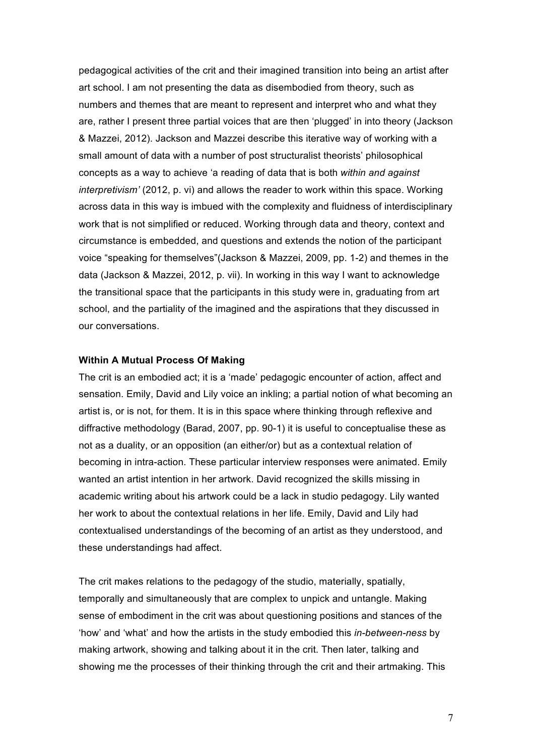pedagogical activities of the crit and their imagined transition into being an artist after art school. I am not presenting the data as disembodied from theory, such as numbers and themes that are meant to represent and interpret who and what they are, rather I present three partial voices that are then 'plugged' in into theory (Jackson & Mazzei, 2012). Jackson and Mazzei describe this iterative way of working with a small amount of data with a number of post structuralist theorists' philosophical concepts as a way to achieve 'a reading of data that is both *within and against interpretivism'* (2012, p. vi) and allows the reader to work within this space. Working across data in this way is imbued with the complexity and fluidness of interdisciplinary work that is not simplified or reduced. Working through data and theory, context and circumstance is embedded, and questions and extends the notion of the participant voice "speaking for themselves"(Jackson & Mazzei, 2009, pp. 1-2) and themes in the data (Jackson & Mazzei, 2012, p. vii). In working in this way I want to acknowledge the transitional space that the participants in this study were in, graduating from art school, and the partiality of the imagined and the aspirations that they discussed in our conversations.

**Within A Mutual Process Of Making**

The crit is an embodied act; it is a 'made' pedagogic encounter of action, affect and sensation. Emily, David and Lily voice an inkling; a partial notion of what becoming an artist is, or is not, for them. It is in this space where thinking through reflexive and diffractive methodology (Barad, 2007, pp. 90-1) it is useful to conceptualise these as not as a duality, or an opposition (an either/or) but as a contextual relation of becoming in intra-action. These particular interview responses were animated. Emily wanted an artist intention in her artwork. David recognized the skills missing in academic writing about his artwork could be a lack in studio pedagogy. Lily wanted her work to about the contextual relations in her life. Emily, David and Lily had contextualised understandings of the becoming of an artist as they understood, and these understandings had affect.

The crit makes relations to the pedagogy of the studio, materially, spatially, temporally and simultaneously that are complex to unpick and untangle. Making sense of embodiment in the crit was about questioning positions and stances of the 'how' and 'what' and how the artists in the study embodied this *in-between-ness* by making artwork, showing and talking about it in the crit. Then later, talking and showing me the processes of their thinking through the crit and their artmaking. This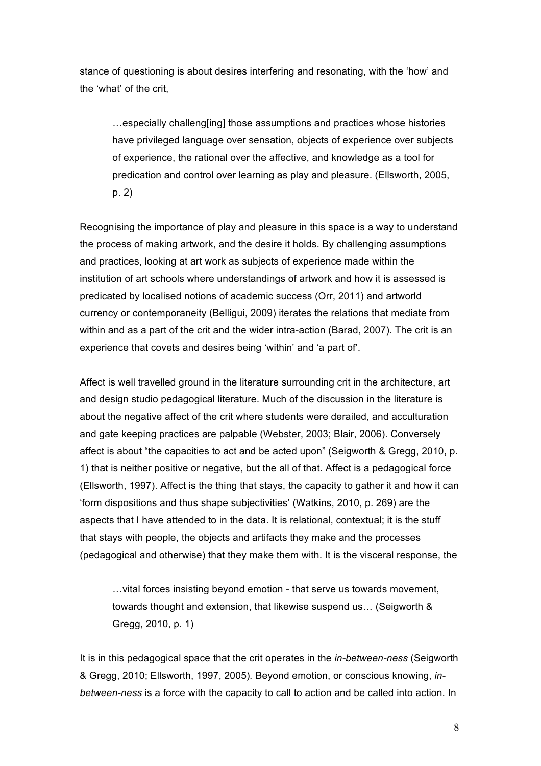stance of questioning is about desires interfering and resonating, with the 'how' and the 'what' of the crit,

> …especially challeng[ing] those assumptions and practices whose histories have privileged language over sensation, objects of experience over subjects of experience, the rational over the affective, and knowledge as a tool for predication and control over learning as play and pleasure. (Ellsworth, 2005, p. 2)

Recognising the importance of play and pleasure in this space is a way to understand the process of making artwork, and the desire it holds. By challenging assumptions and practices, looking at art work as subjects of experience made within the institution of art schools where understandings of artwork and how it is assessed is predicated by localised notions of academic success (Orr, 2011) and artworld currency or contemporaneity (Belligui, 2009) iterates the relations that mediate from within and as a part of the crit and the wider intra-action (Barad, 2007). The crit is an experience that covets and desires being 'within' and 'a part of'.

Affect is well travelled ground in the literature surrounding crit in the architecture, art and design studio pedagogical literature. Much of the discussion in the literature is about the negative affect of the crit where students were derailed, and acculturation and gate keeping practices are palpable (Webster, 2003; Blair, 2006). Conversely affect is about "the capacities to act and be acted upon" (Seigworth & Gregg, 2010, p. 1) that is neither positive or negative, but the all of that. Affect is a pedagogical force (Ellsworth, 1997). Affect is the thing that stays, the capacity to gather it and how it can 'form dispositions and thus shape subjectivities' (Watkins, 2010, p. 269) are the aspects that I have attended to in the data. It is relational, contextual; it is the stuff that stays with people, the objects and artifacts they make and the processes (pedagogical and otherwise) that they make them with. It is the visceral response, the

> …vital forces insisting beyond emotion - that serve us towards movement, towards thought and extension, that likewise suspend us… (Seigworth & Gregg, 2010, p. 1)

It is in this pedagogical space that the crit operates in the *in-between-ness* (Seigworth & Gregg, 2010; Ellsworth, 1997, 2005). Beyond emotion, or conscious knowing, *in-between-ness* is a force with the capacity to call to action and be called into action. In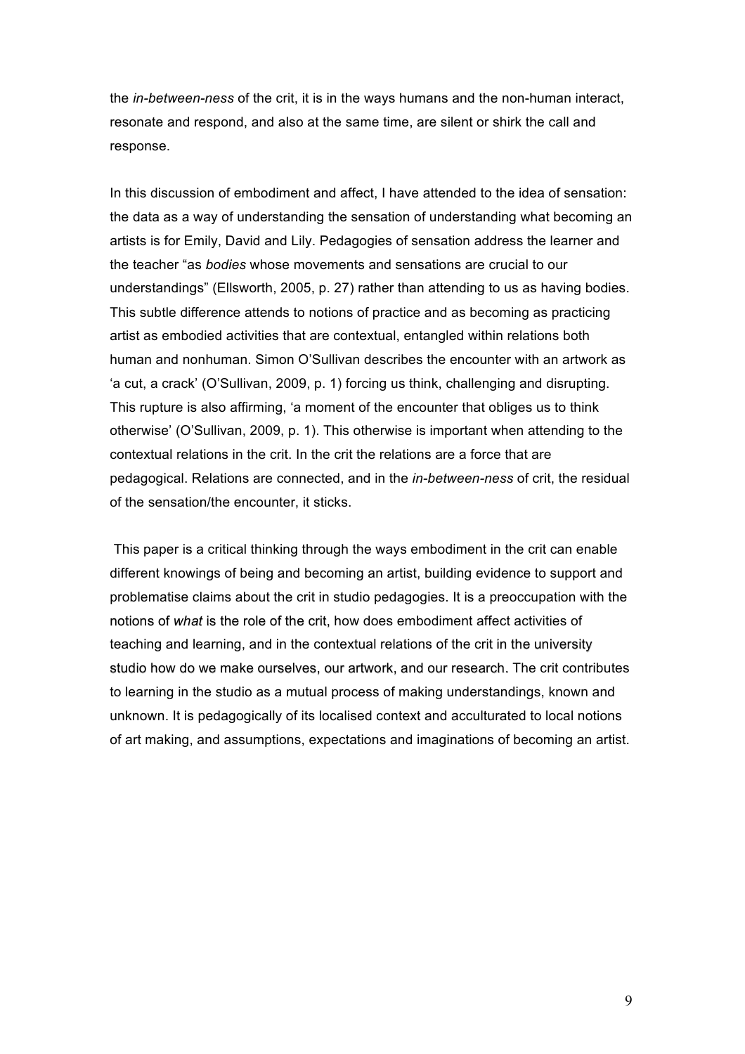the *in-between-ness* of the crit, it is in the ways humans and the non-human interact, resonate and respond, and also at the same time, are silent or shirk the call and response.

In this discussion of embodiment and affect, I have attended to the idea of sensation: the data as a way of understanding the sensation of understanding what becoming an artists is for Emily, David and Lily. Pedagogies of sensation address the learner and the teacher "as *bodies* whose movements and sensations are crucial to our understandings" (Ellsworth, 2005, p. 27) rather than attending to us as having bodies. This subtle difference attends to notions of practice and as becoming as practicing artist as embodied activities that are contextual, entangled within relations both human and nonhuman. Simon O'Sullivan describes the encounter with an artwork as 'a cut, a crack' (O'Sullivan, 2009, p. 1) forcing us think, challenging and disrupting. This rupture is also affirming, 'a moment of the encounter that obliges us to think otherwise' (O'Sullivan, 2009, p. 1). This otherwise is important when attending to the contextual relations in the crit. In the crit the relations are a force that are pedagogical. Relations are connected, and in the *in-between-ness* of crit, the residual of the sensation/the encounter, it sticks.

This paper is a critical thinking through the ways embodiment in the crit can enable different knowings of being and becoming an artist, building evidence to support and problematise claims about the crit in studio pedagogies. It is a preoccupation with the notions of *what* is the role of the crit, how does embodiment affect activities of teaching and learning, and in the contextual relations of the crit in the university studio how do we make ourselves, our artwork, and our research. The crit contributes to learning in the studio as a mutual process of making understandings, known and unknown. It is pedagogically of its localised context and acculturated to local notions of art making, and assumptions, expectations and imaginations of becoming an artist.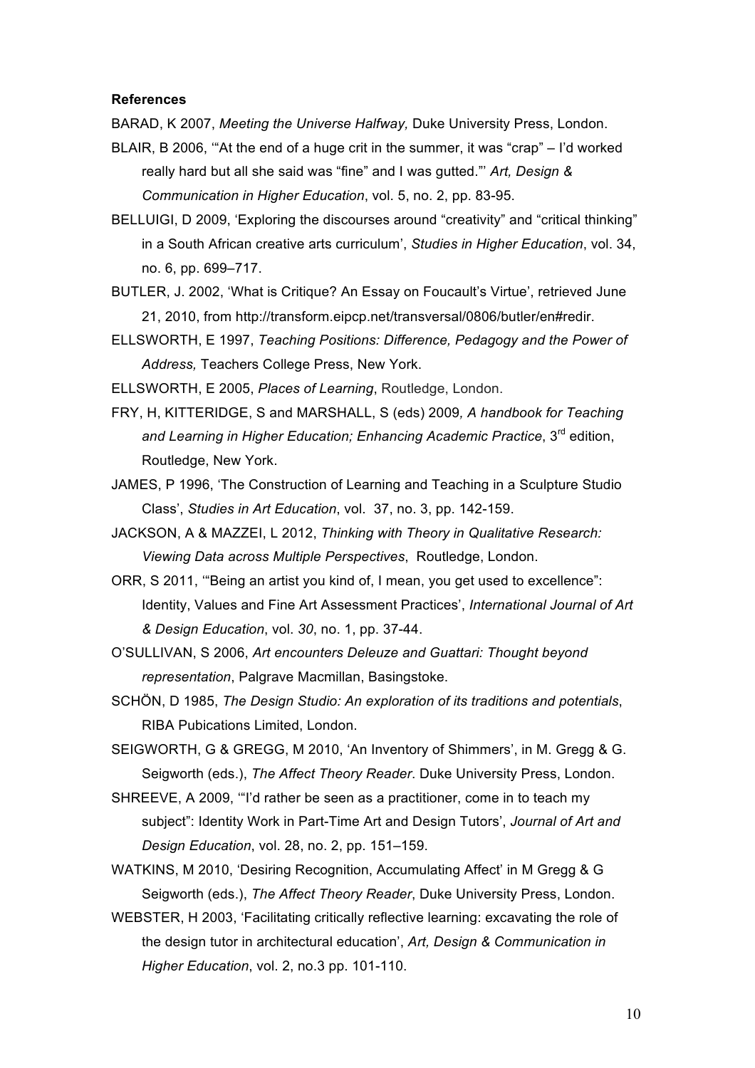**References**

BARAD, K 2007, *Meeting the Universe Halfway,* Duke University Press, London.

BLAIR, B 2006, '"At the end of a huge crit in the summer, it was "crap" – I'd worked really hard but all she said was "fine" and I was gutted."' *Art, Design & Communication in Higher Education*, vol. 5, no. 2, pp. 83-95.

BELLUIGI, D 2009, 'Exploring the discourses around "creativity" and "critical thinking" in a South African creative arts curriculum', *Studies in Higher Education*, vol. 34, no. 6, pp. 699–717.

BUTLER, J. 2002, 'What is Critique? An Essay on Foucault's Virtue', retrieved June 21, 2010, from http://transform.eipcp.net/transversal/0806/butler/en#redir.

ELLSWORTH, E 1997, *Teaching Positions: Difference, Pedagogy and the Power of Address,* Teachers College Press, New York.

ELLSWORTH, E 2005, *Places of Learning*, Routledge, London.

FRY, H, KITTERIDGE, S and MARSHALL, S (eds) 2009*, A handbook for Teaching and Learning in Higher Education; Enhancing Academic Practice*, 3rd edition, Routledge, New York.

JAMES, P 1996, 'The Construction of Learning and Teaching in a Sculpture Studio Class', *Studies in Art Education*, vol. 37, no. 3, pp. 142-159.

JACKSON, A & MAZZEI, L 2012, *Thinking with Theory in Qualitative Research: Viewing Data across Multiple Perspectives*, Routledge, London.

ORR, S 2011, '"Being an artist you kind of, I mean, you get used to excellence": Identity, Values and Fine Art Assessment Practices', *International Journal of Art & Design Education*, vol. *30*, no. 1, pp. 37-44.

O'SULLIVAN, S 2006, *Art encounters Deleuze and Guattari: Thought beyond representation*, Palgrave Macmillan, Basingstoke.

SCHÖN, D 1985, *The Design Studio: An exploration of its traditions and potentials*, RIBA Pubications Limited, London.

SEIGWORTH, G & GREGG, M 2010, 'An Inventory of Shimmers', in M. Gregg & G. Seigworth (eds.), *The Affect Theory Reader*. Duke University Press, London.

SHREEVE, A 2009, '"I'd rather be seen as a practitioner, come in to teach my subject": Identity Work in Part-Time Art and Design Tutors', *Journal of Art and Design Education*, vol. 28, no. 2, pp. 151–159.

WATKINS, M 2010, 'Desiring Recognition, Accumulating Affect' in M Gregg & G Seigworth (eds.), *The Affect Theory Reader*, Duke University Press, London.

WEBSTER, H 2003, 'Facilitating critically reflective learning: excavating the role of the design tutor in architectural education', *Art, Design & Communication in Higher Education*, vol. 2, no.3 pp. 101-110.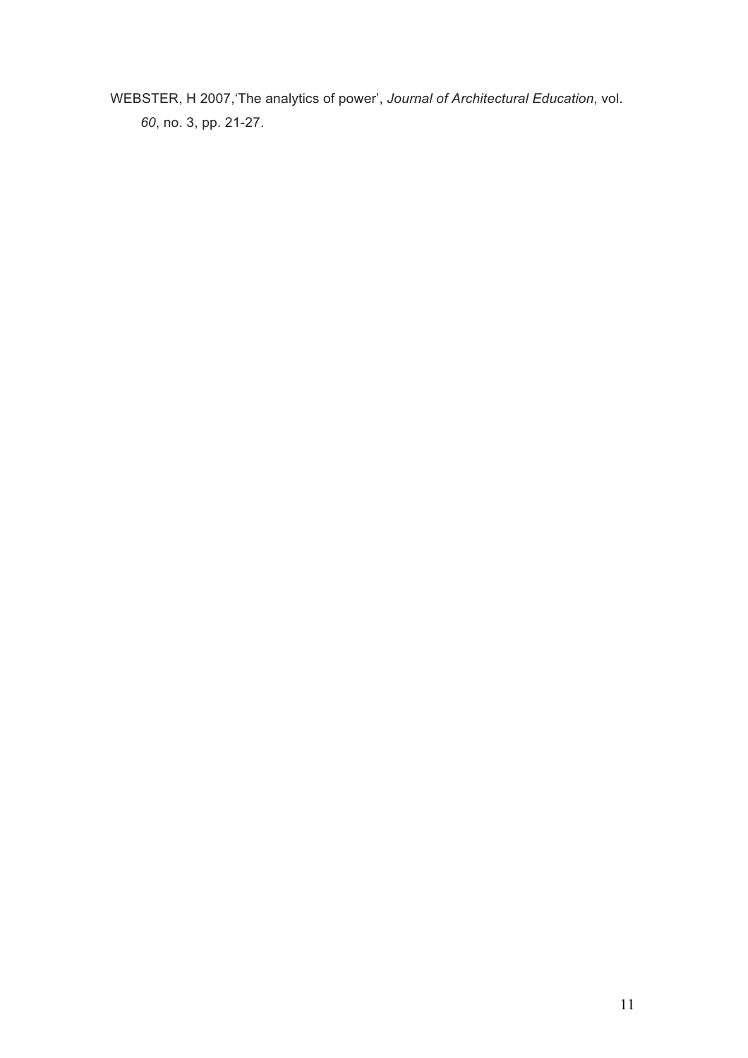WEBSTER, H 2007,'The analytics of power', *Journal of Architectural Education*, vol. *60*, no. 3, pp. 21-27.